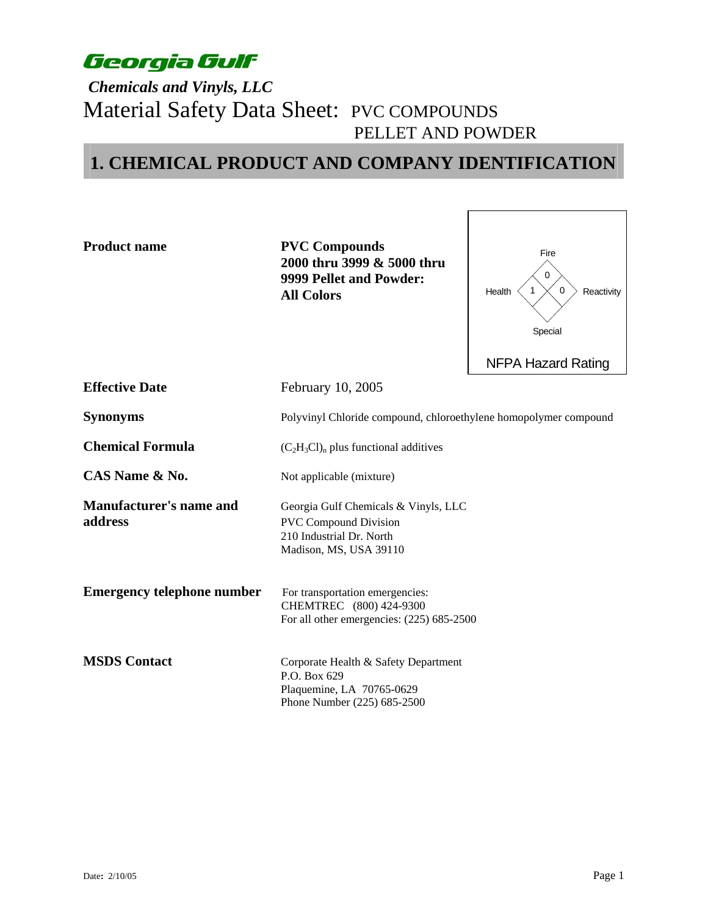**Georgia Gulf**

*Chemicals and Vinyls, LLC*

# Material Safety Data Sheet: PVC COMPOUNDS PELLET AND POWDER

## 1. CHEMICAL PRODUCT AND COMPANY IDENTIFICATION

**Product name** — **PVC Compounds 2000 thru 3999 & 5000 thru 9999 Pellet and Powder: All Colors**

NFPA Hazard Rating

| Fire | Health | Reactivity | Special |
|---|---|---|---|
| 0 | 1 | 0 | |

**Effective Date** — February 10, 2005

**Synonyms** — Polyvinyl Chloride compound, chloroethylene homopolymer compound

**Chemical Formula** — $(C_2H_3Cl)_n$ plus functional additives

**CAS Name & No.** — Not applicable (mixture)

**Manufacturer's name and address**

Georgia Gulf Chemicals & Vinyls, LLC
PVC Compound Division
210 Industrial Dr. North
Madison, MS, USA 39110

**Emergency telephone number**

For transportation emergencies:
CHEMTREC (800) 424-9300
For all other emergencies: (225) 685-2500

**MSDS Contact**

Corporate Health & Safety Department
P.O. Box 629
Plaquemine, LA 70765-0629
Phone Number (225) 685-2500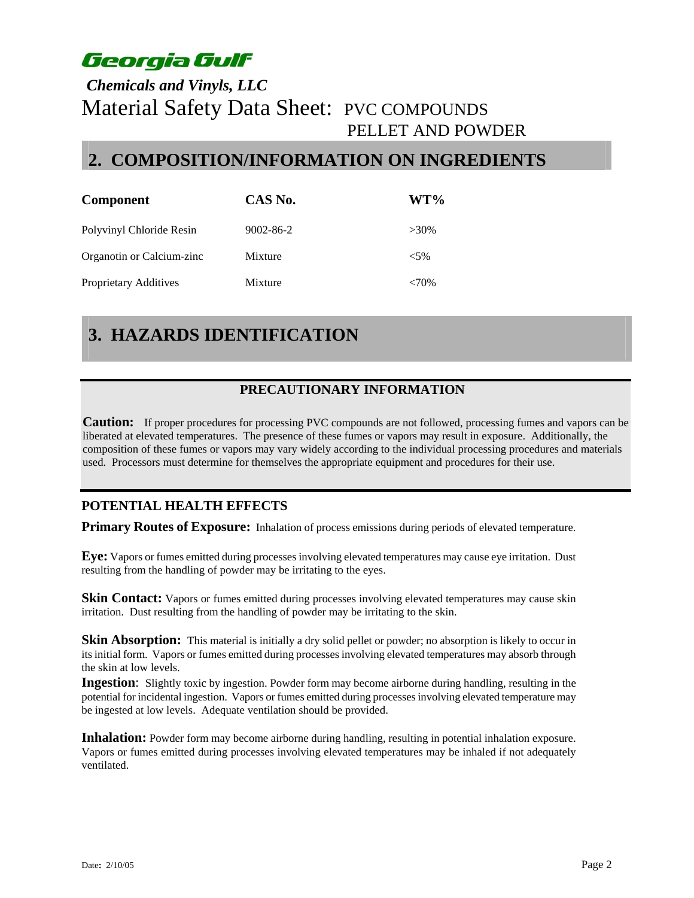# Georgia Gulf

*Chemicals and Vinyls, LLC*

Material Safety Data Sheet: PVC COMPOUNDS PELLET AND POWDER

## 2. COMPOSITION/INFORMATION ON INGREDIENTS

| Component | CAS No. | WT% |
|---|---|---|
| Polyvinyl Chloride Resin | 9002-86-2 | >30% |
| Organotin or Calcium-zinc | Mixture | <5% |
| Proprietary Additives | Mixture | <70% |

## 3. HAZARDS IDENTIFICATION

### PRECAUTIONARY INFORMATION

**Caution:** If proper procedures for processing PVC compounds are not followed, processing fumes and vapors can be liberated at elevated temperatures. The presence of these fumes or vapors may result in exposure. Additionally, the composition of these fumes or vapors may vary widely according to the individual processing procedures and materials used. Processors must determine for themselves the appropriate equipment and procedures for their use.

### POTENTIAL HEALTH EFFECTS

**Primary Routes of Exposure:** Inhalation of process emissions during periods of elevated temperature.

**Eye:** Vapors or fumes emitted during processes involving elevated temperatures may cause eye irritation. Dust resulting from the handling of powder may be irritating to the eyes.

**Skin Contact:** Vapors or fumes emitted during processes involving elevated temperatures may cause skin irritation. Dust resulting from the handling of powder may be irritating to the skin.

**Skin Absorption:** This material is initially a dry solid pellet or powder; no absorption is likely to occur in its initial form. Vapors or fumes emitted during processes involving elevated temperatures may absorb through the skin at low levels.

**Ingestion**: Slightly toxic by ingestion. Powder form may become airborne during handling, resulting in the potential for incidental ingestion. Vapors or fumes emitted during processes involving elevated temperature may be ingested at low levels. Adequate ventilation should be provided.

**Inhalation:** Powder form may become airborne during handling, resulting in potential inhalation exposure. Vapors or fumes emitted during processes involving elevated temperatures may be inhaled if not adequately ventilated.

Date: 2/10/05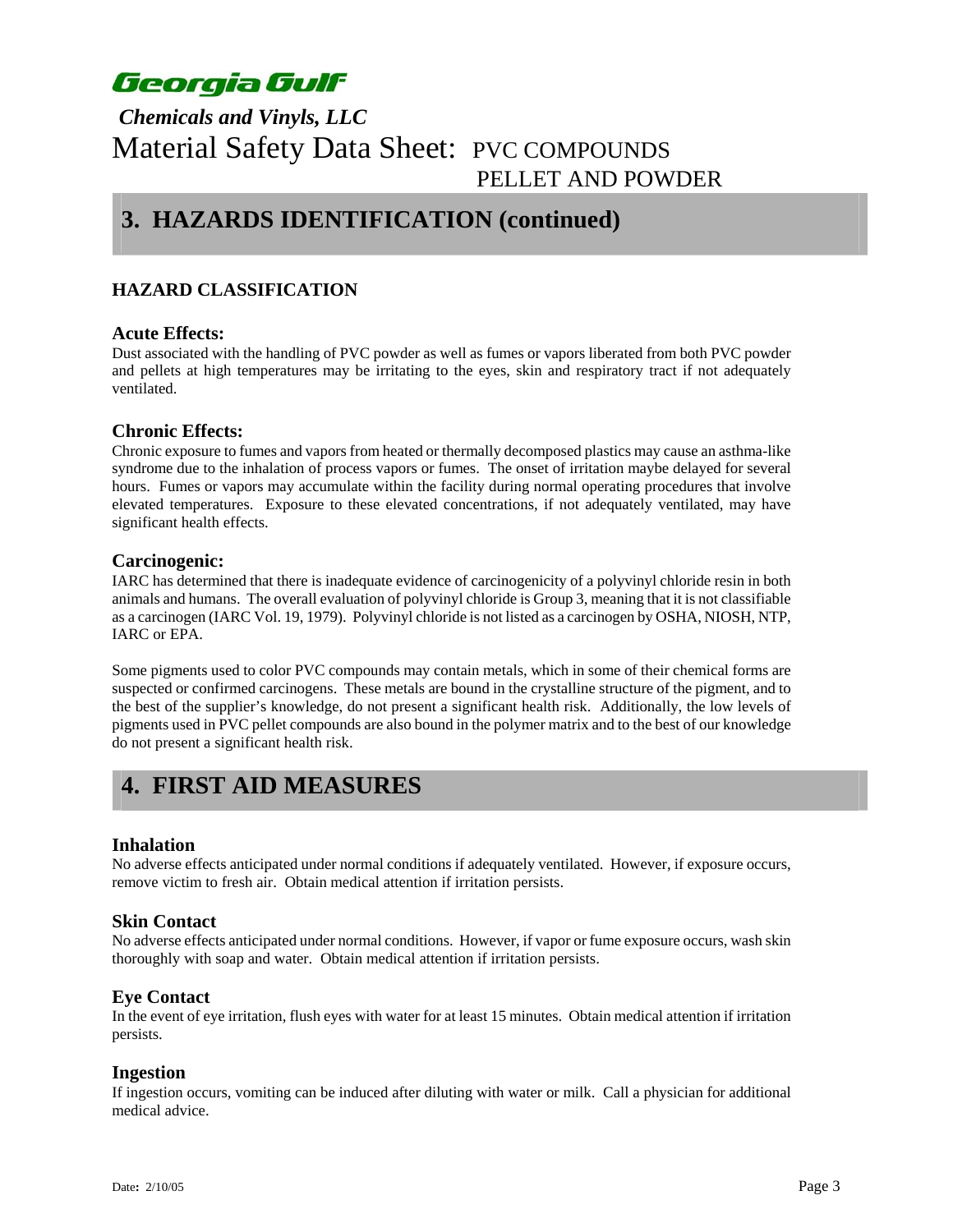## 3. HAZARDS IDENTIFICATION (continued)

### HAZARD CLASSIFICATION

#### Acute Effects:

Dust associated with the handling of PVC powder as well as fumes or vapors liberated from both PVC powder and pellets at high temperatures may be irritating to the eyes, skin and respiratory tract if not adequately ventilated.

#### Chronic Effects:

Chronic exposure to fumes and vapors from heated or thermally decomposed plastics may cause an asthma-like syndrome due to the inhalation of process vapors or fumes. The onset of irritation maybe delayed for several hours. Fumes or vapors may accumulate within the facility during normal operating procedures that involve elevated temperatures. Exposure to these elevated concentrations, if not adequately ventilated, may have significant health effects.

#### Carcinogenic:

IARC has determined that there is inadequate evidence of carcinogenicity of a polyvinyl chloride resin in both animals and humans. The overall evaluation of polyvinyl chloride is Group 3, meaning that it is not classifiable as a carcinogen (IARC Vol. 19, 1979). Polyvinyl chloride is not listed as a carcinogen by OSHA, NIOSH, NTP, IARC or EPA.

Some pigments used to color PVC compounds may contain metals, which in some of their chemical forms are suspected or confirmed carcinogens. These metals are bound in the crystalline structure of the pigment, and to the best of the supplier's knowledge, do not present a significant health risk. Additionally, the low levels of pigments used in PVC pellet compounds are also bound in the polymer matrix and to the best of our knowledge do not present a significant health risk.

## 4. FIRST AID MEASURES

#### Inhalation

No adverse effects anticipated under normal conditions if adequately ventilated. However, if exposure occurs, remove victim to fresh air. Obtain medical attention if irritation persists.

#### Skin Contact

No adverse effects anticipated under normal conditions. However, if vapor or fume exposure occurs, wash skin thoroughly with soap and water. Obtain medical attention if irritation persists.

#### Eye Contact

In the event of eye irritation, flush eyes with water for at least 15 minutes. Obtain medical attention if irritation persists.

#### Ingestion

If ingestion occurs, vomiting can be induced after diluting with water or milk. Call a physician for additional medical advice.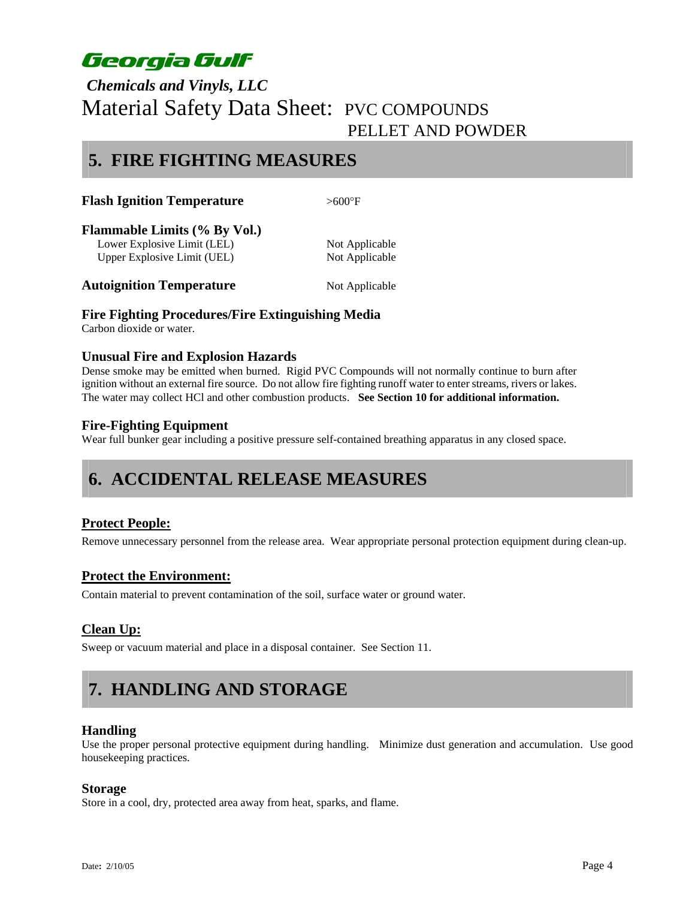## 5. FIRE FIGHTING MEASURES

**Flash Ignition Temperature** >600°F

**Flammable Limits (% By Vol.)**

| | |
|---|---|
| Lower Explosive Limit (LEL) | Not Applicable |
| Upper Explosive Limit (UEL) | Not Applicable |

**Autoignition Temperature** Not Applicable

### Fire Fighting Procedures/Fire Extinguishing Media

Carbon dioxide or water.

### Unusual Fire and Explosion Hazards

Dense smoke may be emitted when burned. Rigid PVC Compounds will not normally continue to burn after ignition without an external fire source. Do not allow fire fighting runoff water to enter streams, rivers or lakes. The water may collect HCl and other combustion products. **See Section 10 for additional information.**

### Fire-Fighting Equipment

Wear full bunker gear including a positive pressure self-contained breathing apparatus in any closed space.

## 6. ACCIDENTAL RELEASE MEASURES

### Protect People:

Remove unnecessary personnel from the release area. Wear appropriate personal protection equipment during clean-up.

### Protect the Environment:

Contain material to prevent contamination of the soil, surface water or ground water.

### Clean Up:

Sweep or vacuum material and place in a disposal container. See Section 11.

## 7. HANDLING AND STORAGE

### Handling

Use the proper personal protective equipment during handling. Minimize dust generation and accumulation. Use good housekeeping practices.

### Storage

Store in a cool, dry, protected area away from heat, sparks, and flame.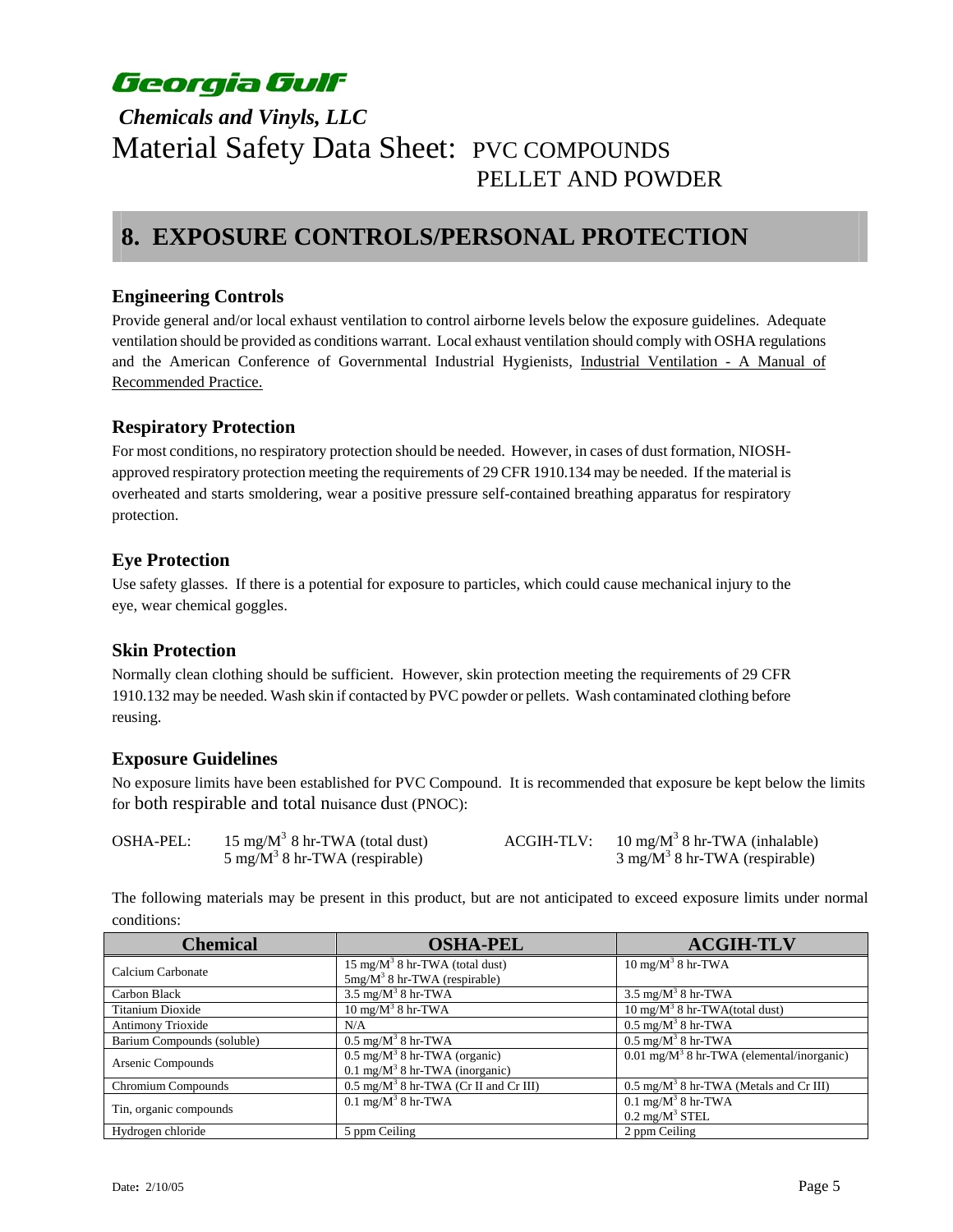# Georgia Gulf

*Chemicals and Vinyls, LLC*

Material Safety Data Sheet: PVC COMPOUNDS PELLET AND POWDER

## 8. EXPOSURE CONTROLS/PERSONAL PROTECTION

### Engineering Controls

Provide general and/or local exhaust ventilation to control airborne levels below the exposure guidelines. Adequate ventilation should be provided as conditions warrant. Local exhaust ventilation should comply with OSHA regulations and the American Conference of Governmental Industrial Hygienists, Industrial Ventilation - A Manual of Recommended Practice.

### Respiratory Protection

For most conditions, no respiratory protection should be needed. However, in cases of dust formation, NIOSH-approved respiratory protection meeting the requirements of 29 CFR 1910.134 may be needed. If the material is overheated and starts smoldering, wear a positive pressure self-contained breathing apparatus for respiratory protection.

### Eye Protection

Use safety glasses. If there is a potential for exposure to particles, which could cause mechanical injury to the eye, wear chemical goggles.

### Skin Protection

Normally clean clothing should be sufficient. However, skin protection meeting the requirements of 29 CFR 1910.132 may be needed. Wash skin if contacted by PVC powder or pellets. Wash contaminated clothing before reusing.

### Exposure Guidelines

No exposure limits have been established for PVC Compound. It is recommended that exposure be kept below the limits for both respirable and total nuisance dust (PNOC):

OSHA-PEL: 15 $mg/M^3$ 8 hr-TWA (total dust)
5 $mg/M^3$ 8 hr-TWA (respirable)

ACGIH-TLV: 10 $mg/M^3$ 8 hr-TWA (inhalable)
3 $mg/M^3$ 8 hr-TWA (respirable)

The following materials may be present in this product, but are not anticipated to exceed exposure limits under normal conditions:

| Chemical | OSHA-PEL | ACGIH-TLV |
|---|---|---|
| Calcium Carbonate | 15 $mg/M^3$ 8 hr-TWA (total dust)<br>5$mg/M^3$ 8 hr-TWA (respirable) | 10 $mg/M^3$ 8 hr-TWA |
| Carbon Black | 3.5 $mg/M^3$ 8 hr-TWA | 3.5 $mg/M^3$ 8 hr-TWA |
| Titanium Dioxide | 10 $mg/M^3$ 8 hr-TWA | 10 $mg/M^3$ 8 hr-TWA(total dust) |
| Antimony Trioxide | N/A | 0.5 $mg/M^3$ 8 hr-TWA |
| Barium Compounds (soluble) | 0.5 $mg/M^3$ 8 hr-TWA | 0.5 $mg/M^3$ 8 hr-TWA |
| Arsenic Compounds | 0.5 $mg/M^3$ 8 hr-TWA (organic)<br>0.1 $mg/M^3$ 8 hr-TWA (inorganic) | 0.01 $mg/M^3$ 8 hr-TWA (elemental/inorganic) |
| Chromium Compounds | 0.5 $mg/M^3$ 8 hr-TWA (Cr II and Cr III) | 0.5 $mg/M^3$ 8 hr-TWA (Metals and Cr III) |
| Tin, organic compounds | 0.1 $mg/M^3$ 8 hr-TWA | 0.1 $mg/M^3$ 8 hr-TWA<br>0.2 $mg/M^3$ STEL |
| Hydrogen chloride | 5 ppm Ceiling | 2 ppm Ceiling |

Date: 2/10/05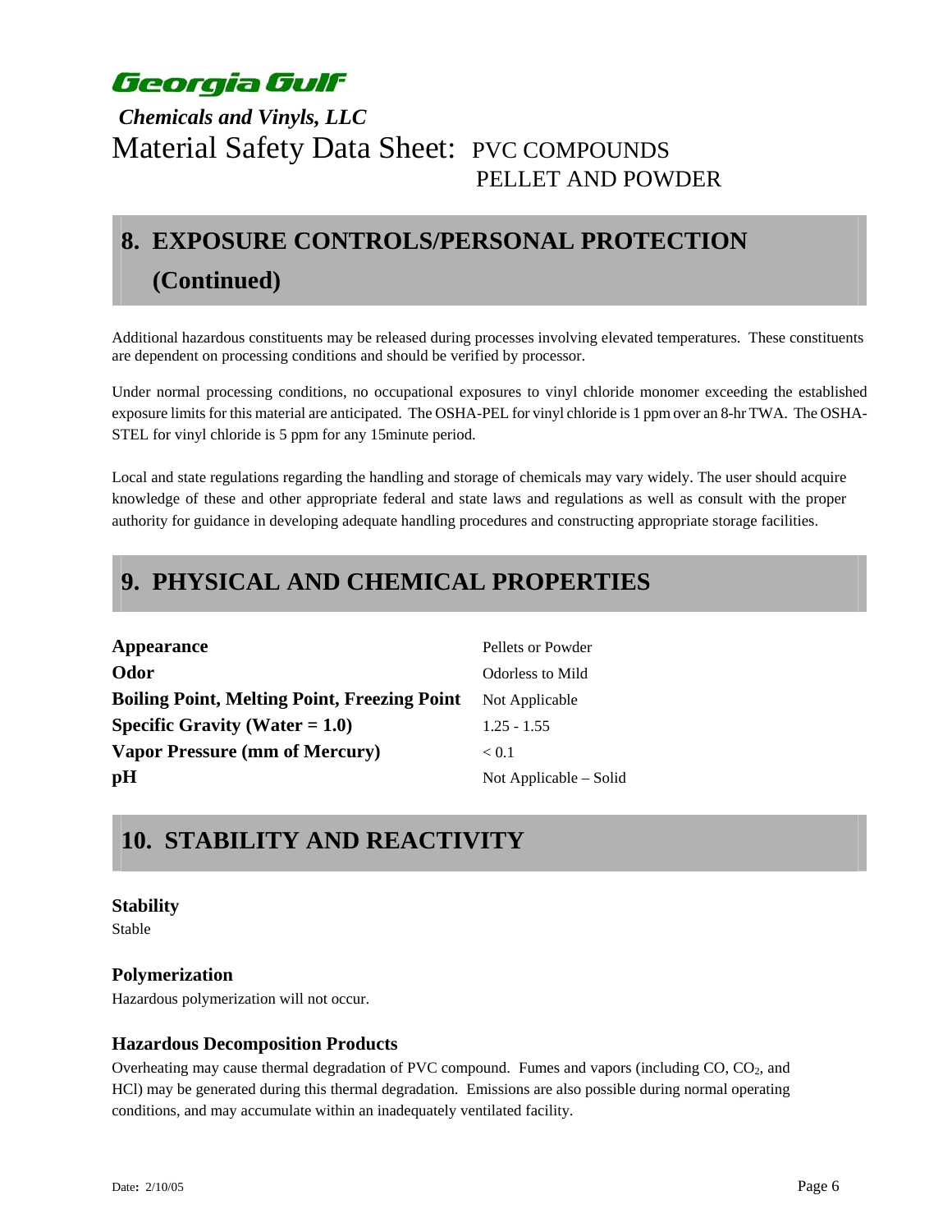## 8. EXPOSURE CONTROLS/PERSONAL PROTECTION (Continued)

Additional hazardous constituents may be released during processes involving elevated temperatures. These constituents are dependent on processing conditions and should be verified by processor.

Under normal processing conditions, no occupational exposures to vinyl chloride monomer exceeding the established exposure limits for this material are anticipated. The OSHA-PEL for vinyl chloride is 1 ppm over an 8-hr TWA. The OSHA-STEL for vinyl chloride is 5 ppm for any 15minute period.

Local and state regulations regarding the handling and storage of chemicals may vary widely. The user should acquire knowledge of these and other appropriate federal and state laws and regulations as well as consult with the proper authority for guidance in developing adequate handling procedures and constructing appropriate storage facilities.

## 9. PHYSICAL AND CHEMICAL PROPERTIES

| Property | Value |
|---|---|
| **Appearance** | Pellets or Powder |
| **Odor** | Odorless to Mild |
| **Boiling Point, Melting Point, Freezing Point** | Not Applicable |
| **Specific Gravity (Water = 1.0)** | 1.25 - 1.55 |
| **Vapor Pressure (mm of Mercury)** | < 0.1 |
| **pH** | Not Applicable – Solid |

## 10. STABILITY AND REACTIVITY

### Stability

Stable

### Polymerization

Hazardous polymerization will not occur.

### Hazardous Decomposition Products

Overheating may cause thermal degradation of PVC compound. Fumes and vapors (including CO, $CO_2$, and HCl) may be generated during this thermal degradation. Emissions are also possible during normal operating conditions, and may accumulate within an inadequately ventilated facility.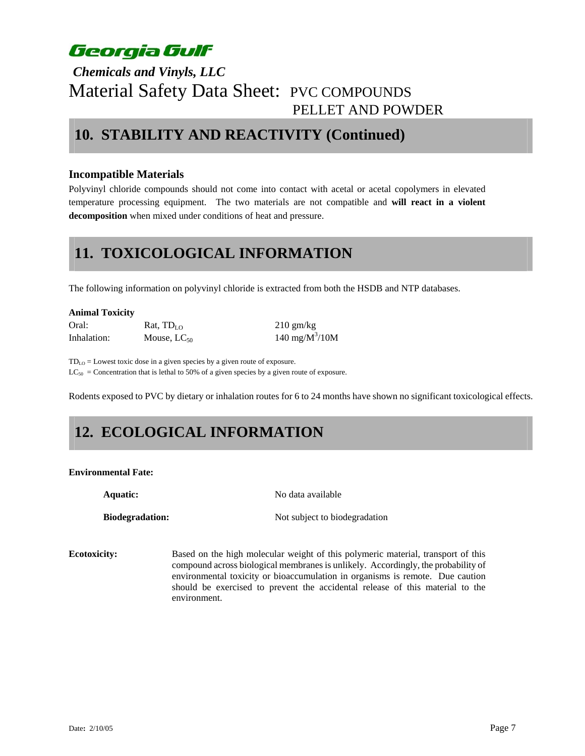## 10. STABILITY AND REACTIVITY (Continued)

### Incompatible Materials

Polyvinyl chloride compounds should not come into contact with acetal or acetal copolymers in elevated temperature processing equipment. The two materials are not compatible and **will react in a violent decomposition** when mixed under conditions of heat and pressure.

## 11. TOXICOLOGICAL INFORMATION

The following information on polyvinyl chloride is extracted from both the HSDB and NTP databases.

**Animal Toxicity**

| | | |
|---|---|---|
| Oral: | Rat, $TD_{LO}$ | 210 gm/kg |
| Inhalation: | Mouse, $LC_{50}$ | 140 $mg/M^3$/10M |

$TD_{LO}$ = Lowest toxic dose in a given species by a given route of exposure.
$LC_{50}$ = Concentration that is lethal to 50% of a given species by a given route of exposure.

Rodents exposed to PVC by dietary or inhalation routes for 6 to 24 months have shown no significant toxicological effects.

## 12. ECOLOGICAL INFORMATION

**Environmental Fate:**

| | |
|---|---|
| **Aquatic:** | No data available |
| **Biodegradation:** | Not subject to biodegradation |

**Ecotoxicity:** Based on the high molecular weight of this polymeric material, transport of this compound across biological membranes is unlikely. Accordingly, the probability of environmental toxicity or bioaccumulation in organisms is remote. Due caution should be exercised to prevent the accidental release of this material to the environment.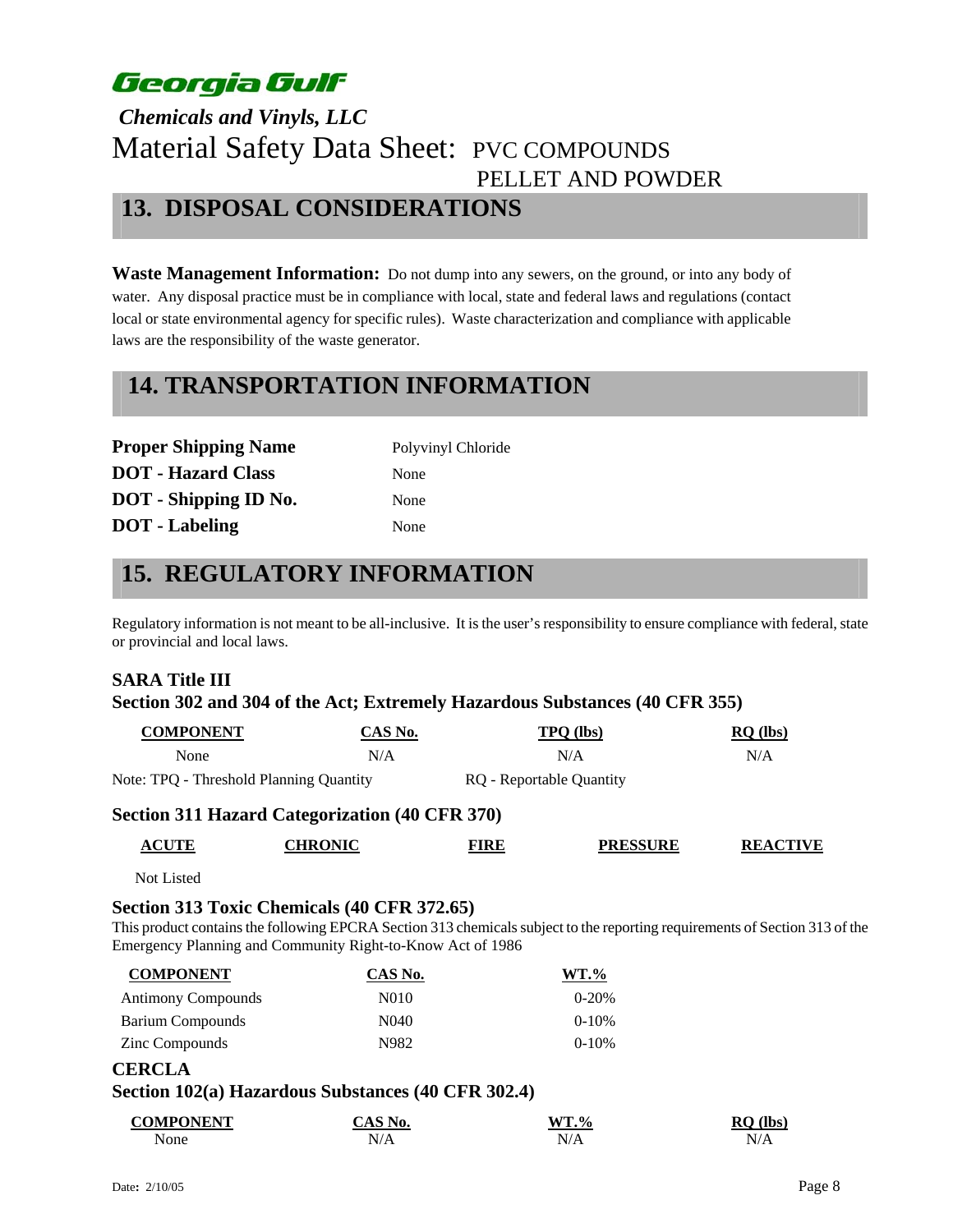# Georgia Gulf

*Chemicals and Vinyls, LLC*

Material Safety Data Sheet: PVC COMPOUNDS PELLET AND POWDER

## 13. DISPOSAL CONSIDERATIONS

**Waste Management Information:** Do not dump into any sewers, on the ground, or into any body of water. Any disposal practice must be in compliance with local, state and federal laws and regulations (contact local or state environmental agency for specific rules). Waste characterization and compliance with applicable laws are the responsibility of the waste generator.

## 14. TRANSPORTATION INFORMATION

| | |
|---|---|
| **Proper Shipping Name** | Polyvinyl Chloride |
| **DOT - Hazard Class** | None |
| **DOT - Shipping ID No.** | None |
| **DOT - Labeling** | None |

## 15. REGULATORY INFORMATION

Regulatory information is not meant to be all-inclusive. It is the user's responsibility to ensure compliance with federal, state or provincial and local laws.

### SARA Title III

### Section 302 and 304 of the Act; Extremely Hazardous Substances (40 CFR 355)

| COMPONENT | CAS No. | TPQ (lbs) | RQ (lbs) |
|---|---|---|---|
| None | N/A | N/A | N/A |

Note: TPQ - Threshold Planning Quantity RQ - Reportable Quantity

### Section 311 Hazard Categorization (40 CFR 370)

| ACUTE | CHRONIC | FIRE | PRESSURE | REACTIVE |
|---|---|---|---|---|
| Not Listed | | | | |

### Section 313 Toxic Chemicals (40 CFR 372.65)

This product contains the following EPCRA Section 313 chemicals subject to the reporting requirements of Section 313 of the Emergency Planning and Community Right-to-Know Act of 1986

| COMPONENT | CAS No. | WT.% |
|---|---|---|
| Antimony Compounds | N010 | 0-20% |
| Barium Compounds | N040 | 0-10% |
| Zinc Compounds | N982 | 0-10% |

### CERCLA

### Section 102(a) Hazardous Substances (40 CFR 302.4)

| COMPONENT | CAS No. | WT.% | RQ (lbs) |
|---|---|---|---|
| None | N/A | N/A | N/A |

Date: 2/10/05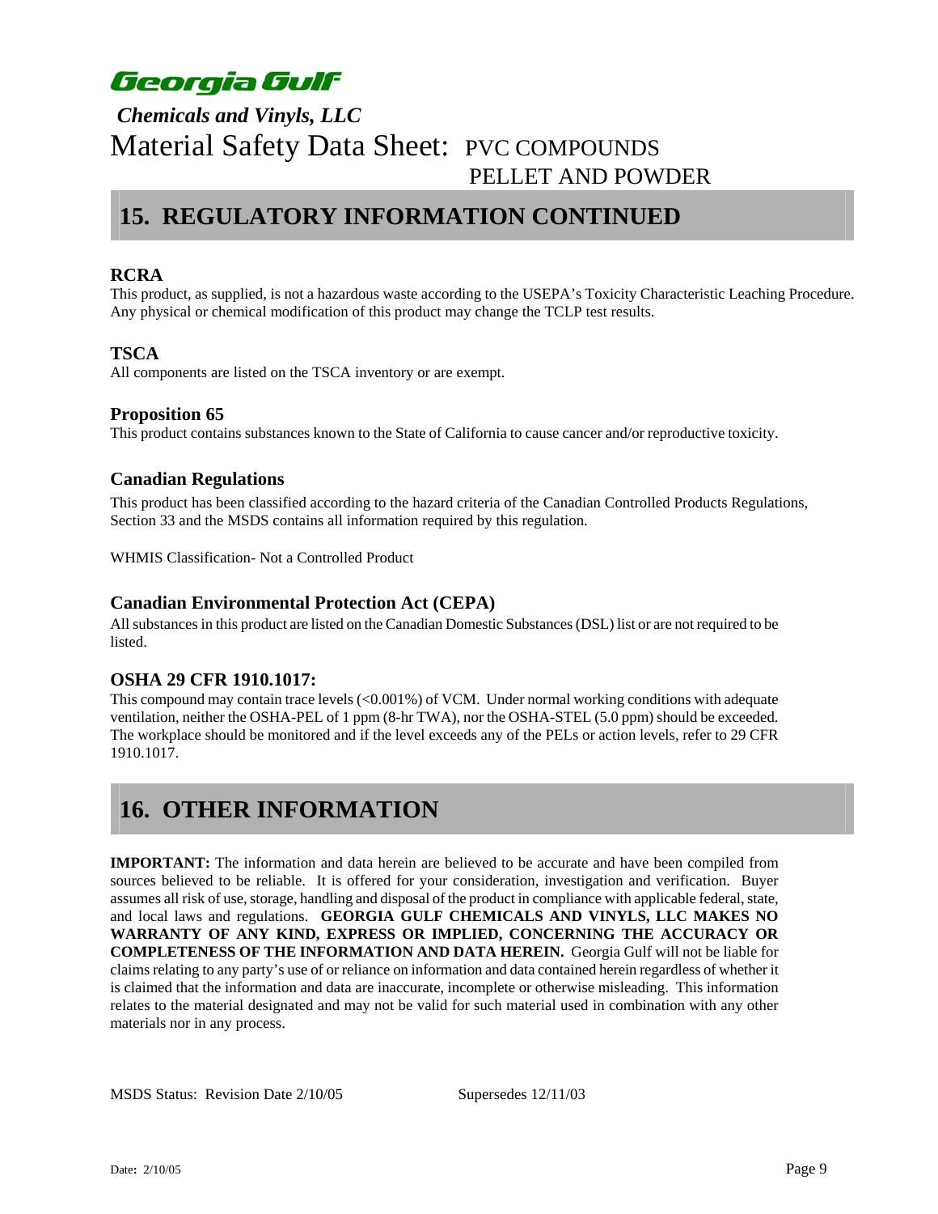Georgia Gulf

*Chemicals and Vinyls, LLC*

Material Safety Data Sheet: PVC COMPOUNDS PELLET AND POWDER

# 15. REGULATORY INFORMATION CONTINUED

### RCRA

This product, as supplied, is not a hazardous waste according to the USEPA's Toxicity Characteristic Leaching Procedure. Any physical or chemical modification of this product may change the TCLP test results.

### TSCA

All components are listed on the TSCA inventory or are exempt.

### Proposition 65

This product contains substances known to the State of California to cause cancer and/or reproductive toxicity.

### Canadian Regulations

This product has been classified according to the hazard criteria of the Canadian Controlled Products Regulations, Section 33 and the MSDS contains all information required by this regulation.

WHMIS Classification- Not a Controlled Product

### Canadian Environmental Protection Act (CEPA)

All substances in this product are listed on the Canadian Domestic Substances (DSL) list or are not required to be listed.

### OSHA 29 CFR 1910.1017:

This compound may contain trace levels (<0.001%) of VCM. Under normal working conditions with adequate ventilation, neither the OSHA-PEL of 1 ppm (8-hr TWA), nor the OSHA-STEL (5.0 ppm) should be exceeded. The workplace should be monitored and if the level exceeds any of the PELs or action levels, refer to 29 CFR 1910.1017.

# 16. OTHER INFORMATION

**IMPORTANT:** The information and data herein are believed to be accurate and have been compiled from sources believed to be reliable. It is offered for your consideration, investigation and verification. Buyer assumes all risk of use, storage, handling and disposal of the product in compliance with applicable federal, state, and local laws and regulations. **GEORGIA GULF CHEMICALS AND VINYLS, LLC MAKES NO WARRANTY OF ANY KIND, EXPRESS OR IMPLIED, CONCERNING THE ACCURACY OR COMPLETENESS OF THE INFORMATION AND DATA HEREIN.** Georgia Gulf will not be liable for claims relating to any party's use of or reliance on information and data contained herein regardless of whether it is claimed that the information and data are inaccurate, incomplete or otherwise misleading. This information relates to the material designated and may not be valid for such material used in combination with any other materials nor in any process.

MSDS Status: Revision Date 2/10/05 Supersedes 12/11/03